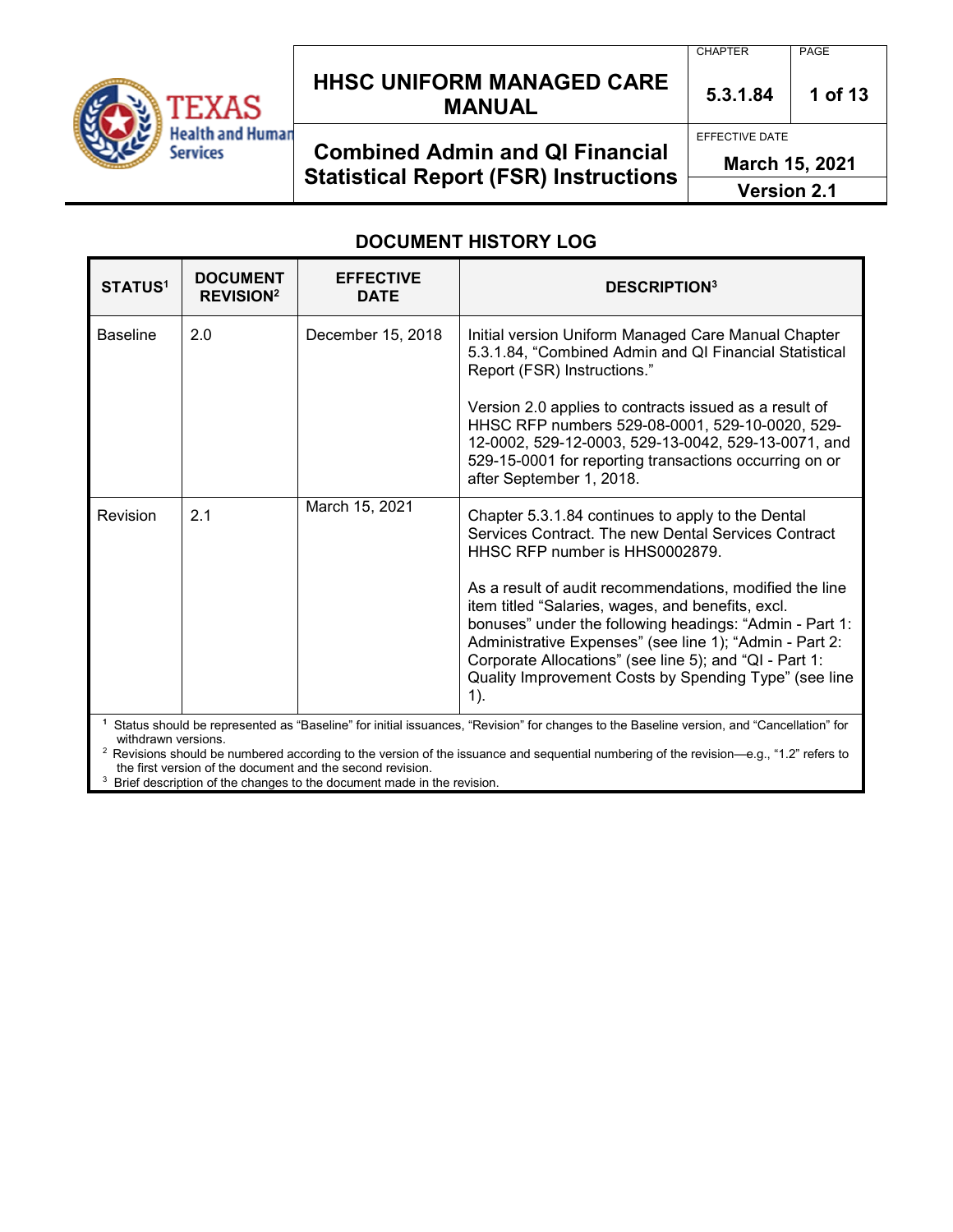# HHSC UNIFORM MANAGED CARE MANUAL

| CHAPTER | PAGE |
|---|---|
| 5.3.1.84 | 1 of 13 |

## Combined Admin and QI Financial Statistical Report (FSR) Instructions

EFFECTIVE DATE: March 15, 2021

Version 2.1

## DOCUMENT HISTORY LOG

| STATUS[1] | DOCUMENT REVISION[2] | EFFECTIVE DATE | DESCRIPTION[3] |
|---|---|---|---|
| Baseline | 2.0 | December 15, 2018 | Initial version Uniform Managed Care Manual Chapter 5.3.1.84, "Combined Admin and QI Financial Statistical Report (FSR) Instructions."<br><br>Version 2.0 applies to contracts issued as a result of HHSC RFP numbers 529-08-0001, 529-10-0020, 529-12-0002, 529-12-0003, 529-13-0042, 529-13-0071, and 529-15-0001 for reporting transactions occurring on or after September 1, 2018. |
| Revision | 2.1 | March 15, 2021 | Chapter 5.3.1.84 continues to apply to the Dental Services Contract. The new Dental Services Contract HHSC RFP number is HHS0002879.<br><br>As a result of audit recommendations, modified the line item titled "Salaries, wages, and benefits, excl. bonuses" under the following headings: "Admin - Part 1: Administrative Expenses" (see line 1); "Admin - Part 2: Corporate Allocations" (see line 5); and "QI - Part 1: Quality Improvement Costs by Spending Type" (see line 1). |

[1] Status should be represented as "Baseline" for initial issuances, "Revision" for changes to the Baseline version, and "Cancellation" for withdrawn versions.

[2] Revisions should be numbered according to the version of the issuance and sequential numbering of the revision—e.g., "1.2" refers to the first version of the document and the second revision.

[3] Brief description of the changes to the document made in the revision.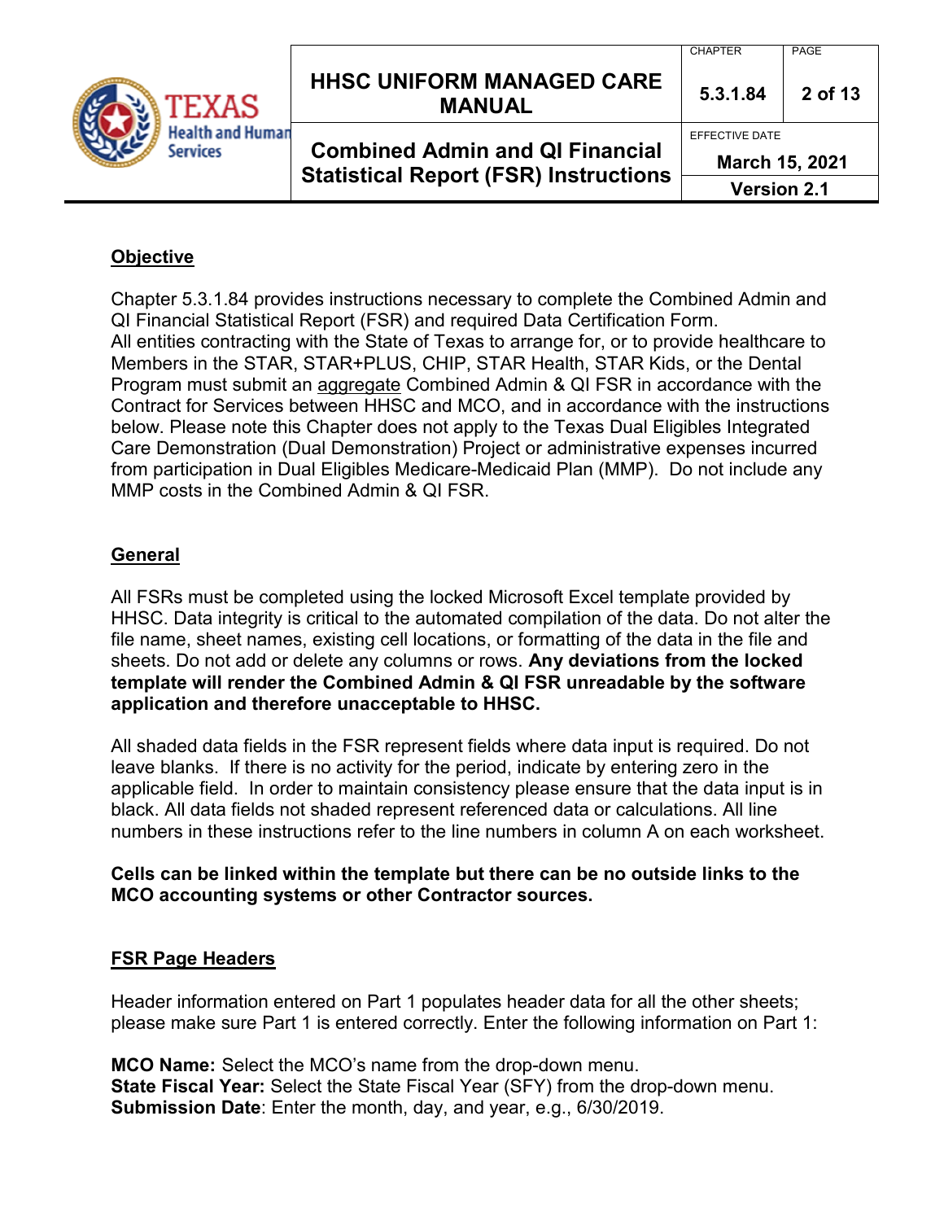## Objective

Chapter 5.3.1.84 provides instructions necessary to complete the Combined Admin and QI Financial Statistical Report (FSR) and required Data Certification Form.
All entities contracting with the State of Texas to arrange for, or to provide healthcare to Members in the STAR, STAR+PLUS, CHIP, STAR Health, STAR Kids, or the Dental Program must submit an aggregate Combined Admin & QI FSR in accordance with the Contract for Services between HHSC and MCO, and in accordance with the instructions below. Please note this Chapter does not apply to the Texas Dual Eligibles Integrated Care Demonstration (Dual Demonstration) Project or administrative expenses incurred from participation in Dual Eligibles Medicare-Medicaid Plan (MMP). Do not include any MMP costs in the Combined Admin & QI FSR.

## General

All FSRs must be completed using the locked Microsoft Excel template provided by HHSC. Data integrity is critical to the automated compilation of the data. Do not alter the file name, sheet names, existing cell locations, or formatting of the data in the file and sheets. Do not add or delete any columns or rows. **Any deviations from the locked template will render the Combined Admin & QI FSR unreadable by the software application and therefore unacceptable to HHSC.**

All shaded data fields in the FSR represent fields where data input is required. Do not leave blanks. If there is no activity for the period, indicate by entering zero in the applicable field. In order to maintain consistency please ensure that the data input is in black. All data fields not shaded represent referenced data or calculations. All line numbers in these instructions refer to the line numbers in column A on each worksheet.

**Cells can be linked within the template but there can be no outside links to the MCO accounting systems or other Contractor sources.**

## FSR Page Headers

Header information entered on Part 1 populates header data for all the other sheets; please make sure Part 1 is entered correctly. Enter the following information on Part 1:

**MCO Name:** Select the MCO's name from the drop-down menu.
**State Fiscal Year:** Select the State Fiscal Year (SFY) from the drop-down menu.
**Submission Date**: Enter the month, day, and year, e.g., 6/30/2019.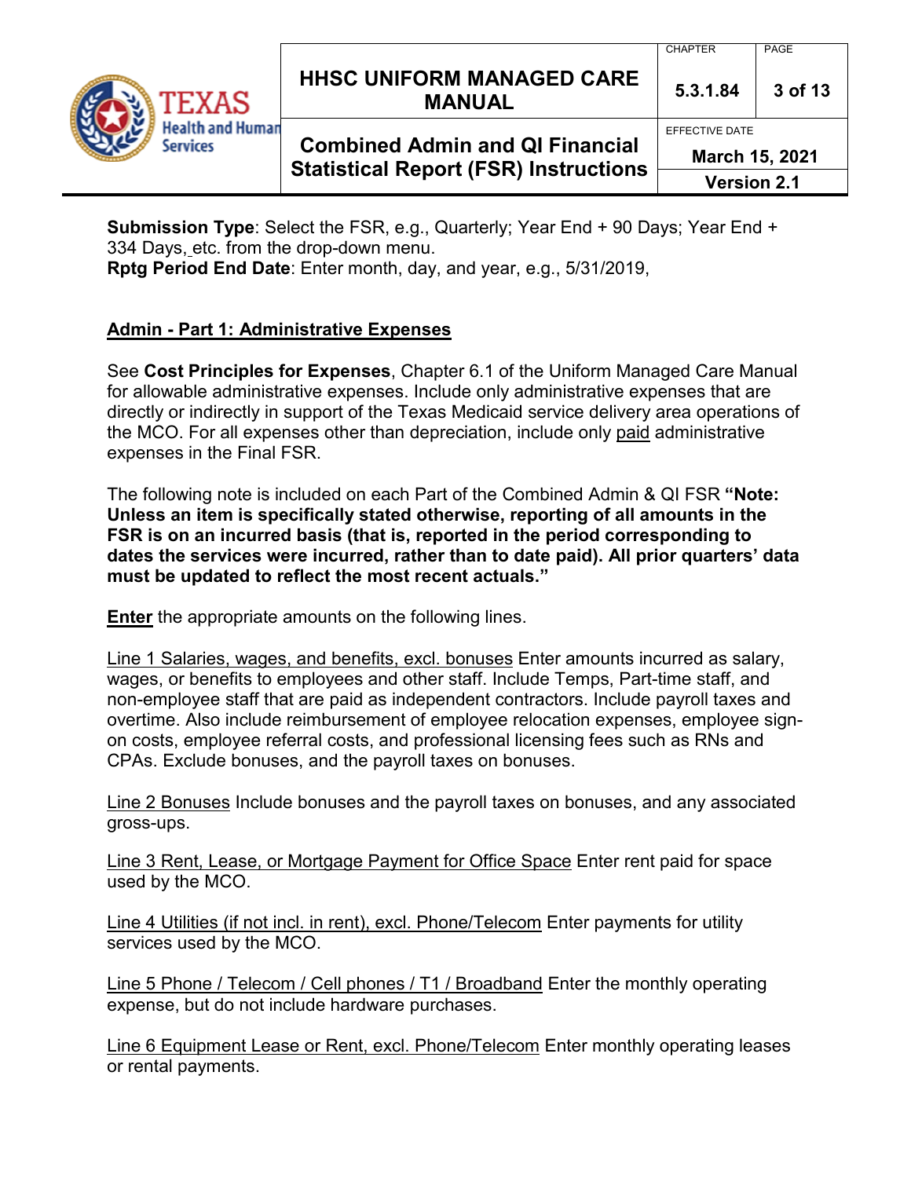**Submission Type**: Select the FSR, e.g., Quarterly; Year End + 90 Days; Year End + 334 Days, etc. from the drop-down menu.
**Rptg Period End Date**: Enter month, day, and year, e.g., 5/31/2019,

## Admin - Part 1: Administrative Expenses

See **Cost Principles for Expenses**, Chapter 6.1 of the Uniform Managed Care Manual for allowable administrative expenses. Include only administrative expenses that are directly or indirectly in support of the Texas Medicaid service delivery area operations of the MCO. For all expenses other than depreciation, include only paid administrative expenses in the Final FSR.

The following note is included on each Part of the Combined Admin & QI FSR **"Note: Unless an item is specifically stated otherwise, reporting of all amounts in the FSR is on an incurred basis (that is, reported in the period corresponding to dates the services were incurred, rather than to date paid). All prior quarters' data must be updated to reflect the most recent actuals."**

**Enter** the appropriate amounts on the following lines.

Line 1 Salaries, wages, and benefits, excl. bonuses Enter amounts incurred as salary, wages, or benefits to employees and other staff. Include Temps, Part-time staff, and non-employee staff that are paid as independent contractors. Include payroll taxes and overtime. Also include reimbursement of employee relocation expenses, employee sign-on costs, employee referral costs, and professional licensing fees such as RNs and CPAs. Exclude bonuses, and the payroll taxes on bonuses.

Line 2 Bonuses Include bonuses and the payroll taxes on bonuses, and any associated gross-ups.

Line 3 Rent, Lease, or Mortgage Payment for Office Space Enter rent paid for space used by the MCO.

Line 4 Utilities (if not incl. in rent), excl. Phone/Telecom Enter payments for utility services used by the MCO.

Line 5 Phone / Telecom / Cell phones / T1 / Broadband Enter the monthly operating expense, but do not include hardware purchases.

Line 6 Equipment Lease or Rent, excl. Phone/Telecom Enter monthly operating leases or rental payments.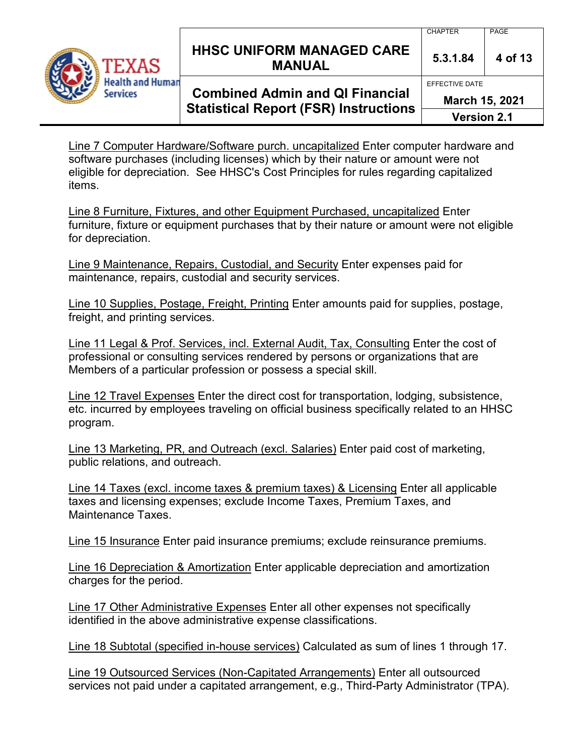<u>Line 7 Computer Hardware/Software purch. uncapitalized</u> Enter computer hardware and software purchases (including licenses) which by their nature or amount were not eligible for depreciation. See HHSC's Cost Principles for rules regarding capitalized items.

<u>Line 8 Furniture, Fixtures, and other Equipment Purchased, uncapitalized</u> Enter furniture, fixture or equipment purchases that by their nature or amount were not eligible for depreciation.

<u>Line 9 Maintenance, Repairs, Custodial, and Security</u> Enter expenses paid for maintenance, repairs, custodial and security services.

<u>Line 10 Supplies, Postage, Freight, Printing</u> Enter amounts paid for supplies, postage, freight, and printing services.

<u>Line 11 Legal & Prof. Services, incl. External Audit, Tax, Consulting</u> Enter the cost of professional or consulting services rendered by persons or organizations that are Members of a particular profession or possess a special skill.

<u>Line 12 Travel Expenses</u> Enter the direct cost for transportation, lodging, subsistence, etc. incurred by employees traveling on official business specifically related to an HHSC program.

<u>Line 13 Marketing, PR, and Outreach (excl. Salaries)</u> Enter paid cost of marketing, public relations, and outreach.

<u>Line 14 Taxes (excl. income taxes & premium taxes) & Licensing</u> Enter all applicable taxes and licensing expenses; exclude Income Taxes, Premium Taxes, and Maintenance Taxes.

<u>Line 15 Insurance</u> Enter paid insurance premiums; exclude reinsurance premiums.

<u>Line 16 Depreciation & Amortization</u> Enter applicable depreciation and amortization charges for the period.

<u>Line 17 Other Administrative Expenses</u> Enter all other expenses not specifically identified in the above administrative expense classifications.

<u>Line 18 Subtotal (specified in-house services)</u> Calculated as sum of lines 1 through 17.

<u>Line 19 Outsourced Services (Non-Capitated Arrangements)</u> Enter all outsourced services not paid under a capitated arrangement, e.g., Third-Party Administrator (TPA).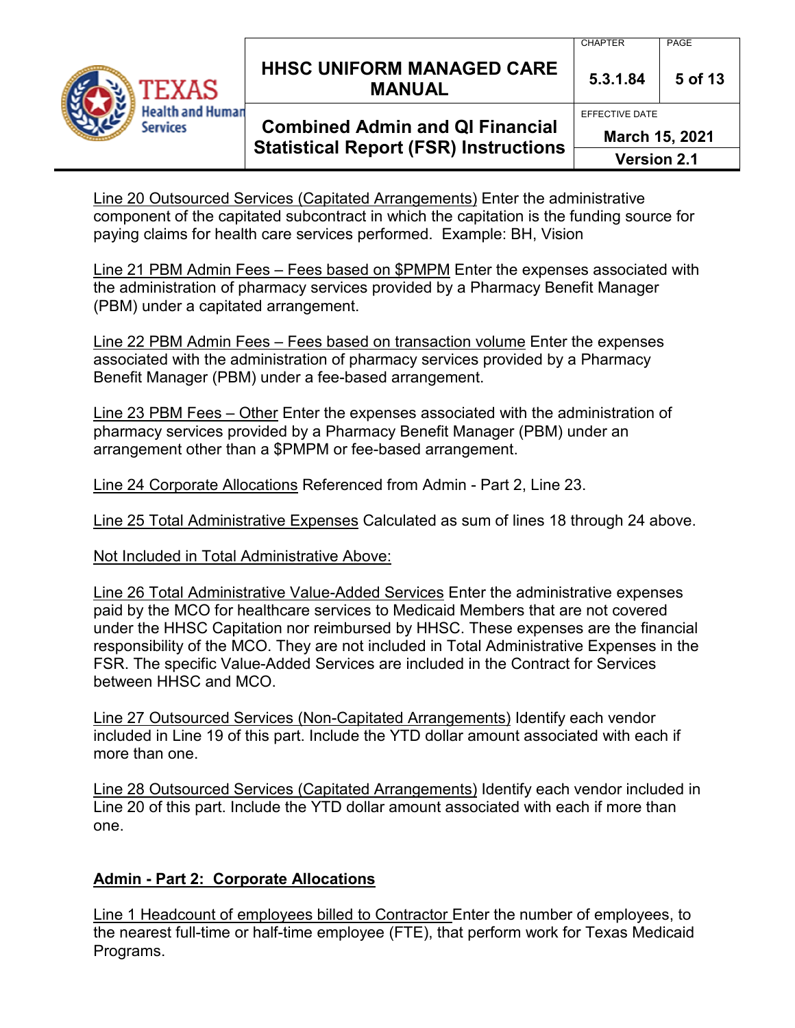Line 20 Outsourced Services (Capitated Arrangements) Enter the administrative component of the capitated subcontract in which the capitation is the funding source for paying claims for health care services performed. Example: BH, Vision

Line 21 PBM Admin Fees – Fees based on $PMPM Enter the expenses associated with the administration of pharmacy services provided by a Pharmacy Benefit Manager (PBM) under a capitated arrangement.

Line 22 PBM Admin Fees – Fees based on transaction volume Enter the expenses associated with the administration of pharmacy services provided by a Pharmacy Benefit Manager (PBM) under a fee-based arrangement.

Line 23 PBM Fees – Other Enter the expenses associated with the administration of pharmacy services provided by a Pharmacy Benefit Manager (PBM) under an arrangement other than a $PMPM or fee-based arrangement.

Line 24 Corporate Allocations Referenced from Admin - Part 2, Line 23.

Line 25 Total Administrative Expenses Calculated as sum of lines 18 through 24 above.

Not Included in Total Administrative Above:

Line 26 Total Administrative Value-Added Services Enter the administrative expenses paid by the MCO for healthcare services to Medicaid Members that are not covered under the HHSC Capitation nor reimbursed by HHSC. These expenses are the financial responsibility of the MCO. They are not included in Total Administrative Expenses in the FSR. The specific Value-Added Services are included in the Contract for Services between HHSC and MCO.

Line 27 Outsourced Services (Non-Capitated Arrangements) Identify each vendor included in Line 19 of this part. Include the YTD dollar amount associated with each if more than one.

Line 28 Outsourced Services (Capitated Arrangements) Identify each vendor included in Line 20 of this part. Include the YTD dollar amount associated with each if more than one.

## Admin - Part 2: Corporate Allocations

Line 1 Headcount of employees billed to Contractor Enter the number of employees, to the nearest full-time or half-time employee (FTE), that perform work for Texas Medicaid Programs.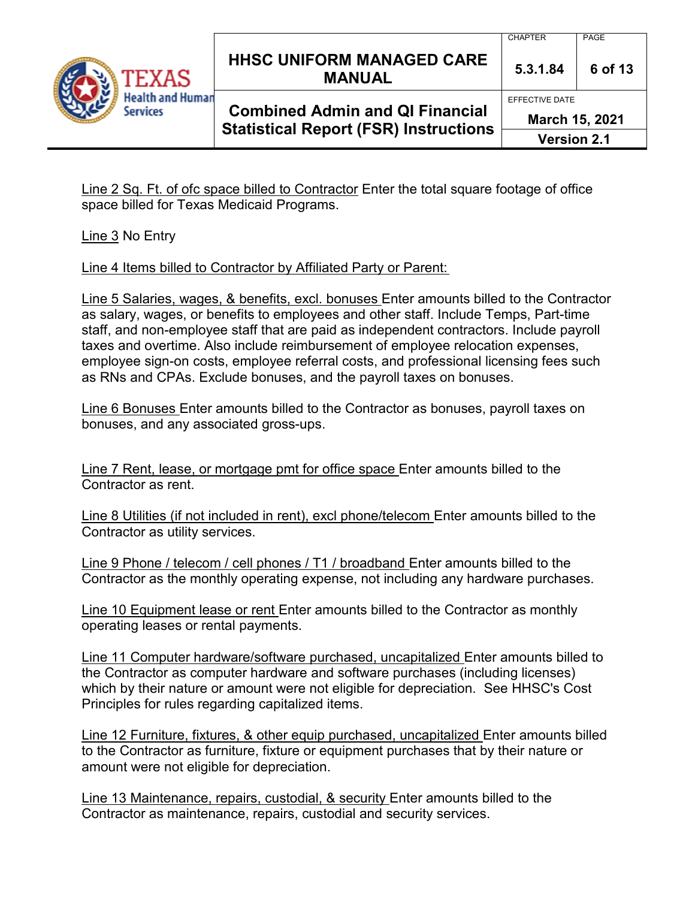Line 2 Sq. Ft. of ofc space billed to Contractor Enter the total square footage of office space billed for Texas Medicaid Programs.

Line 3 No Entry

Line 4 Items billed to Contractor by Affiliated Party or Parent:

Line 5 Salaries, wages, & benefits, excl. bonuses Enter amounts billed to the Contractor as salary, wages, or benefits to employees and other staff. Include Temps, Part-time staff, and non-employee staff that are paid as independent contractors. Include payroll taxes and overtime. Also include reimbursement of employee relocation expenses, employee sign-on costs, employee referral costs, and professional licensing fees such as RNs and CPAs. Exclude bonuses, and the payroll taxes on bonuses.

Line 6 Bonuses Enter amounts billed to the Contractor as bonuses, payroll taxes on bonuses, and any associated gross-ups.

Line 7 Rent, lease, or mortgage pmt for office space Enter amounts billed to the Contractor as rent.

Line 8 Utilities (if not included in rent), excl phone/telecom Enter amounts billed to the Contractor as utility services.

Line 9 Phone / telecom / cell phones / T1 / broadband Enter amounts billed to the Contractor as the monthly operating expense, not including any hardware purchases.

Line 10 Equipment lease or rent Enter amounts billed to the Contractor as monthly operating leases or rental payments.

Line 11 Computer hardware/software purchased, uncapitalized Enter amounts billed to the Contractor as computer hardware and software purchases (including licenses) which by their nature or amount were not eligible for depreciation. See HHSC's Cost Principles for rules regarding capitalized items.

Line 12 Furniture, fixtures, & other equip purchased, uncapitalized Enter amounts billed to the Contractor as furniture, fixture or equipment purchases that by their nature or amount were not eligible for depreciation.

Line 13 Maintenance, repairs, custodial, & security Enter amounts billed to the Contractor as maintenance, repairs, custodial and security services.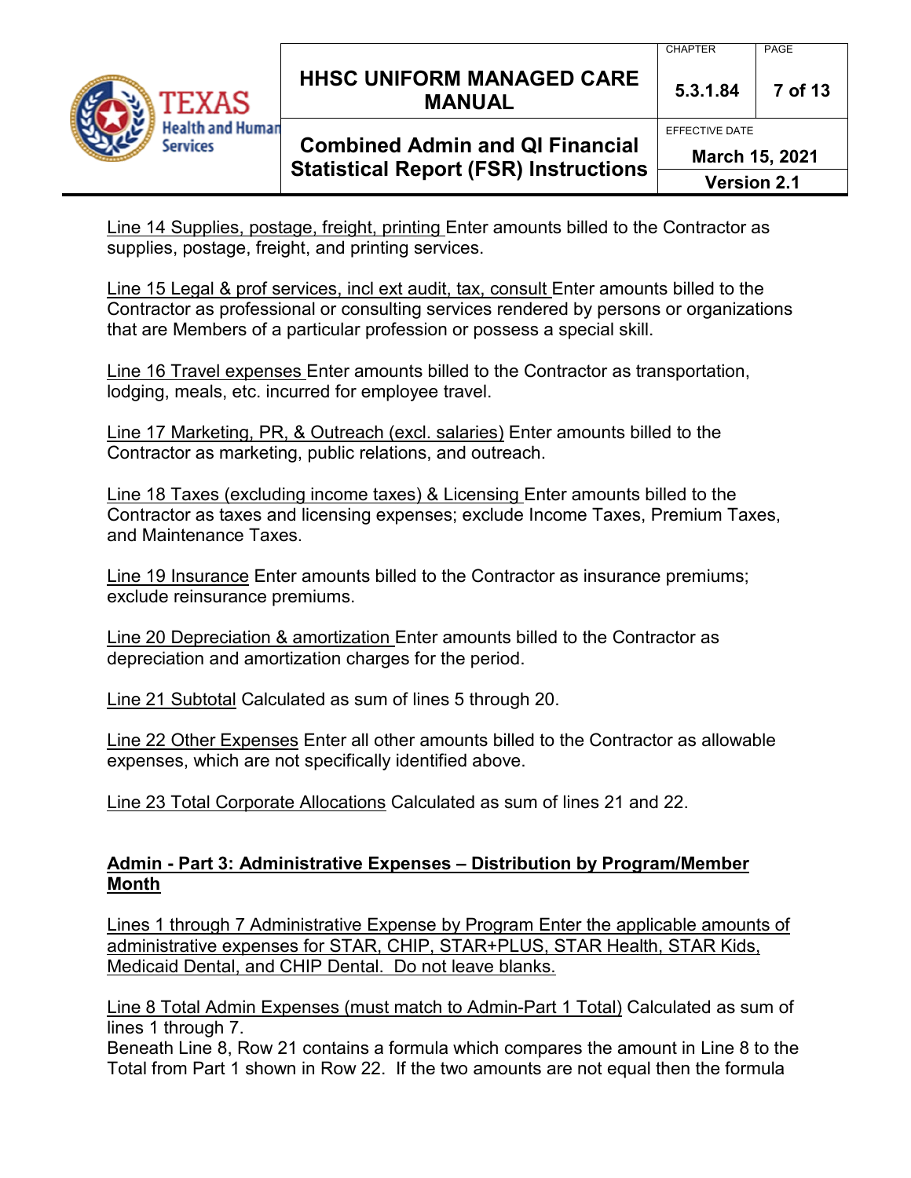<u>Line 14 Supplies, postage, freight, printing</u> Enter amounts billed to the Contractor as supplies, postage, freight, and printing services.

<u>Line 15 Legal & prof services, incl ext audit, tax, consult</u> Enter amounts billed to the Contractor as professional or consulting services rendered by persons or organizations that are Members of a particular profession or possess a special skill.

<u>Line 16 Travel expenses</u> Enter amounts billed to the Contractor as transportation, lodging, meals, etc. incurred for employee travel.

<u>Line 17 Marketing, PR, & Outreach (excl. salaries)</u> Enter amounts billed to the Contractor as marketing, public relations, and outreach.

<u>Line 18 Taxes (excluding income taxes) & Licensing</u> Enter amounts billed to the Contractor as taxes and licensing expenses; exclude Income Taxes, Premium Taxes, and Maintenance Taxes.

<u>Line 19 Insurance</u> Enter amounts billed to the Contractor as insurance premiums; exclude reinsurance premiums.

<u>Line 20 Depreciation & amortization</u> Enter amounts billed to the Contractor as depreciation and amortization charges for the period.

<u>Line 21 Subtotal</u> Calculated as sum of lines 5 through 20.

<u>Line 22 Other Expenses</u> Enter all other amounts billed to the Contractor as allowable expenses, which are not specifically identified above.

<u>Line 23 Total Corporate Allocations</u> Calculated as sum of lines 21 and 22.

### <u>Admin - Part 3: Administrative Expenses – Distribution by Program/Member Month</u>

<u>Lines 1 through 7 Administrative Expense by Program Enter the applicable amounts of administrative expenses for STAR, CHIP, STAR+PLUS, STAR Health, STAR Kids, Medicaid Dental, and CHIP Dental. Do not leave blanks.</u>

<u>Line 8 Total Admin Expenses (must match to Admin-Part 1 Total)</u> Calculated as sum of lines 1 through 7.
Beneath Line 8, Row 21 contains a formula which compares the amount in Line 8 to the Total from Part 1 shown in Row 22. If the two amounts are not equal then the formula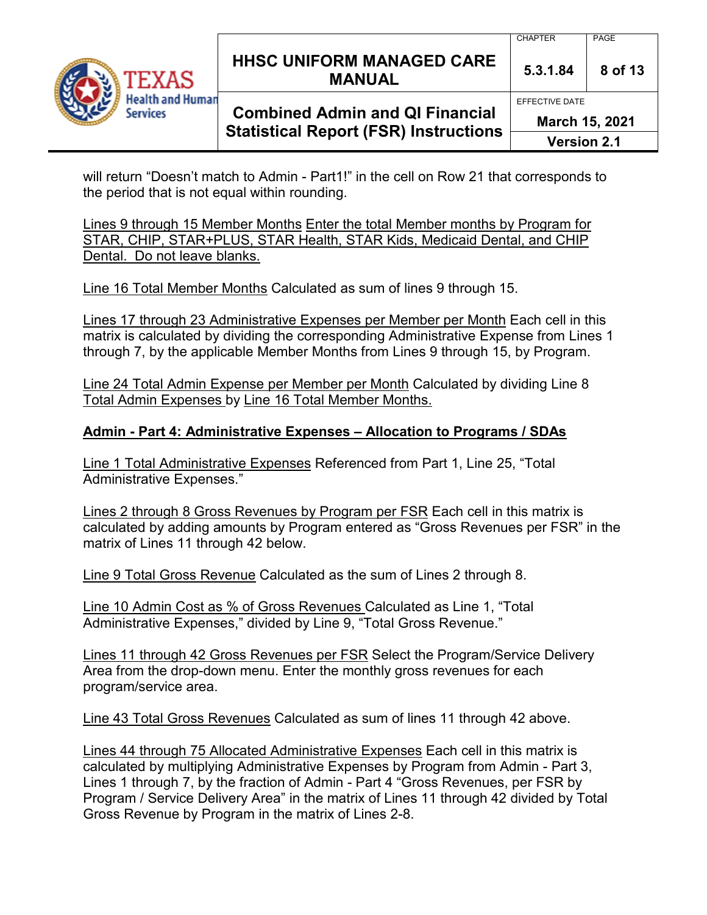will return “Doesn’t match to Admin - Part1!” in the cell on Row 21 that corresponds to the period that is not equal within rounding.

Lines 9 through 15 Member Months Enter the total Member months by Program for STAR, CHIP, STAR+PLUS, STAR Health, STAR Kids, Medicaid Dental, and CHIP Dental. Do not leave blanks.

Line 16 Total Member Months Calculated as sum of lines 9 through 15.

Lines 17 through 23 Administrative Expenses per Member per Month Each cell in this matrix is calculated by dividing the corresponding Administrative Expense from Lines 1 through 7, by the applicable Member Months from Lines 9 through 15, by Program.

Line 24 Total Admin Expense per Member per Month Calculated by dividing Line 8 Total Admin Expenses by Line 16 Total Member Months.

**Admin - Part 4: Administrative Expenses – Allocation to Programs / SDAs**

Line 1 Total Administrative Expenses Referenced from Part 1, Line 25, “Total Administrative Expenses.”

Lines 2 through 8 Gross Revenues by Program per FSR Each cell in this matrix is calculated by adding amounts by Program entered as “Gross Revenues per FSR” in the matrix of Lines 11 through 42 below.

Line 9 Total Gross Revenue Calculated as the sum of Lines 2 through 8.

Line 10 Admin Cost as % of Gross Revenues Calculated as Line 1, “Total Administrative Expenses,” divided by Line 9, “Total Gross Revenue.”

Lines 11 through 42 Gross Revenues per FSR Select the Program/Service Delivery Area from the drop-down menu. Enter the monthly gross revenues for each program/service area.

Line 43 Total Gross Revenues Calculated as sum of lines 11 through 42 above.

Lines 44 through 75 Allocated Administrative Expenses Each cell in this matrix is calculated by multiplying Administrative Expenses by Program from Admin - Part 3, Lines 1 through 7, by the fraction of Admin - Part 4 “Gross Revenues, per FSR by Program / Service Delivery Area” in the matrix of Lines 11 through 42 divided by Total Gross Revenue by Program in the matrix of Lines 2-8.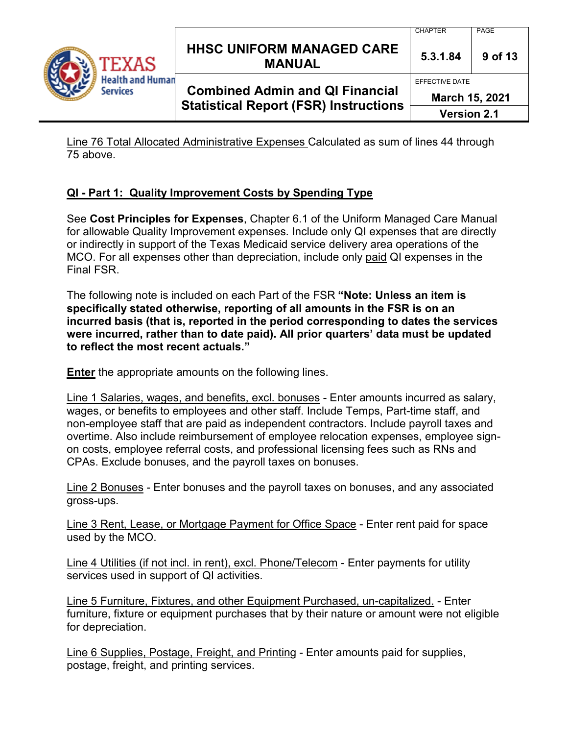Line 76 Total Allocated Administrative Expenses Calculated as sum of lines 44 through 75 above.

**QI - Part 1: Quality Improvement Costs by Spending Type**

See **Cost Principles for Expenses**, Chapter 6.1 of the Uniform Managed Care Manual for allowable Quality Improvement expenses. Include only QI expenses that are directly or indirectly in support of the Texas Medicaid service delivery area operations of the MCO. For all expenses other than depreciation, include only paid QI expenses in the Final FSR.

The following note is included on each Part of the FSR **"Note: Unless an item is specifically stated otherwise, reporting of all amounts in the FSR is on an incurred basis (that is, reported in the period corresponding to dates the services were incurred, rather than to date paid). All prior quarters' data must be updated to reflect the most recent actuals."**

**Enter** the appropriate amounts on the following lines.

Line 1 Salaries, wages, and benefits, excl. bonuses - Enter amounts incurred as salary, wages, or benefits to employees and other staff. Include Temps, Part-time staff, and non-employee staff that are paid as independent contractors. Include payroll taxes and overtime. Also include reimbursement of employee relocation expenses, employee sign-on costs, employee referral costs, and professional licensing fees such as RNs and CPAs. Exclude bonuses, and the payroll taxes on bonuses.

Line 2 Bonuses - Enter bonuses and the payroll taxes on bonuses, and any associated gross-ups.

Line 3 Rent, Lease, or Mortgage Payment for Office Space - Enter rent paid for space used by the MCO.

Line 4 Utilities (if not incl. in rent), excl. Phone/Telecom - Enter payments for utility services used in support of QI activities.

Line 5 Furniture, Fixtures, and other Equipment Purchased, un-capitalized. - Enter furniture, fixture or equipment purchases that by their nature or amount were not eligible for depreciation.

Line 6 Supplies, Postage, Freight, and Printing - Enter amounts paid for supplies, postage, freight, and printing services.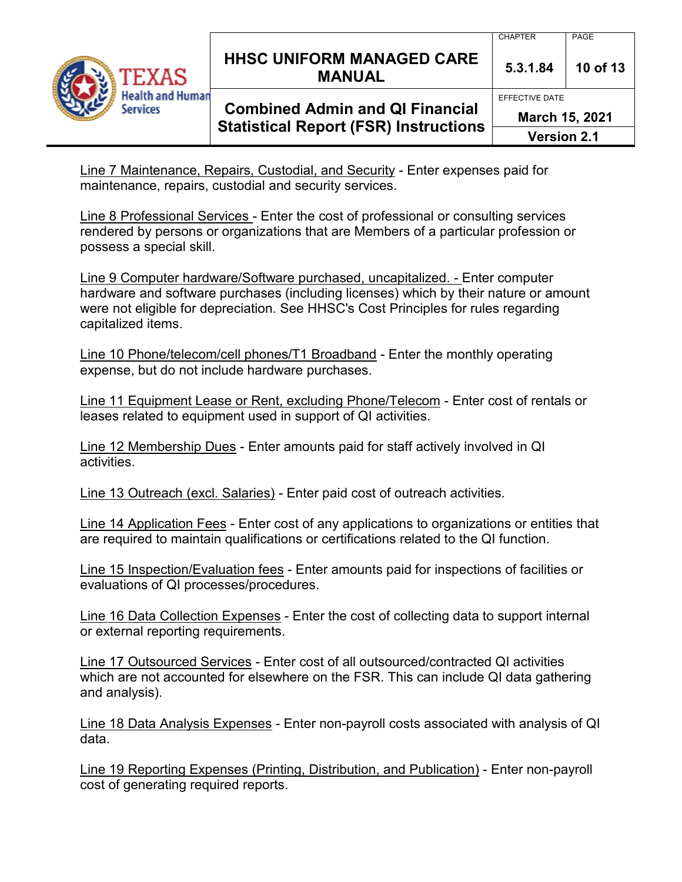Line 7 Maintenance, Repairs, Custodial, and Security - Enter expenses paid for maintenance, repairs, custodial and security services.

Line 8 Professional Services - Enter the cost of professional or consulting services rendered by persons or organizations that are Members of a particular profession or possess a special skill.

Line 9 Computer hardware/Software purchased, uncapitalized. - Enter computer hardware and software purchases (including licenses) which by their nature or amount were not eligible for depreciation. See HHSC's Cost Principles for rules regarding capitalized items.

Line 10 Phone/telecom/cell phones/T1 Broadband - Enter the monthly operating expense, but do not include hardware purchases.

Line 11 Equipment Lease or Rent, excluding Phone/Telecom - Enter cost of rentals or leases related to equipment used in support of QI activities.

Line 12 Membership Dues - Enter amounts paid for staff actively involved in QI activities.

Line 13 Outreach (excl. Salaries) - Enter paid cost of outreach activities.

Line 14 Application Fees - Enter cost of any applications to organizations or entities that are required to maintain qualifications or certifications related to the QI function.

Line 15 Inspection/Evaluation fees - Enter amounts paid for inspections of facilities or evaluations of QI processes/procedures.

Line 16 Data Collection Expenses - Enter the cost of collecting data to support internal or external reporting requirements.

Line 17 Outsourced Services - Enter cost of all outsourced/contracted QI activities which are not accounted for elsewhere on the FSR. This can include QI data gathering and analysis).

Line 18 Data Analysis Expenses - Enter non-payroll costs associated with analysis of QI data.

Line 19 Reporting Expenses (Printing, Distribution, and Publication) - Enter non-payroll cost of generating required reports.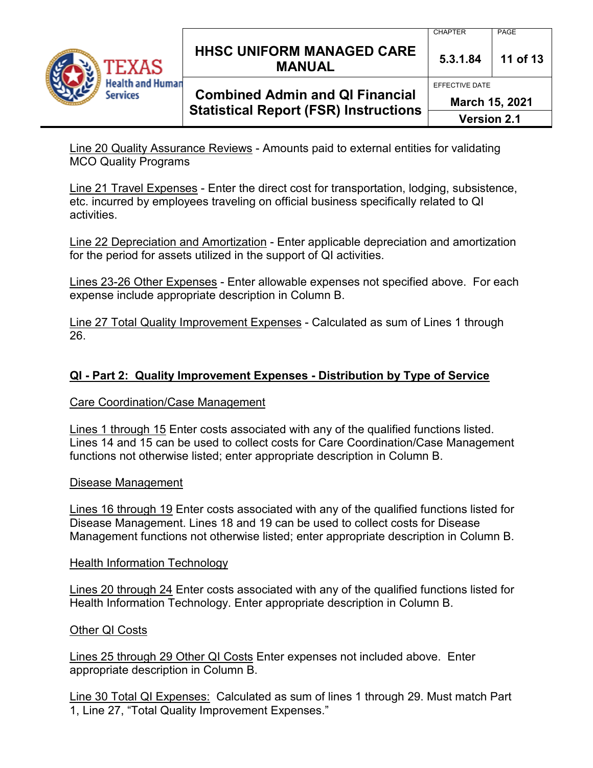Line 20 Quality Assurance Reviews - Amounts paid to external entities for validating MCO Quality Programs

Line 21 Travel Expenses - Enter the direct cost for transportation, lodging, subsistence, etc. incurred by employees traveling on official business specifically related to QI activities.

Line 22 Depreciation and Amortization - Enter applicable depreciation and amortization for the period for assets utilized in the support of QI activities.

Lines 23-26 Other Expenses - Enter allowable expenses not specified above. For each expense include appropriate description in Column B.

Line 27 Total Quality Improvement Expenses - Calculated as sum of Lines 1 through 26.

**QI - Part 2: Quality Improvement Expenses - Distribution by Type of Service**

Care Coordination/Case Management

Lines 1 through 15 Enter costs associated with any of the qualified functions listed. Lines 14 and 15 can be used to collect costs for Care Coordination/Case Management functions not otherwise listed; enter appropriate description in Column B.

Disease Management

Lines 16 through 19 Enter costs associated with any of the qualified functions listed for Disease Management. Lines 18 and 19 can be used to collect costs for Disease Management functions not otherwise listed; enter appropriate description in Column B.

Health Information Technology

Lines 20 through 24 Enter costs associated with any of the qualified functions listed for Health Information Technology. Enter appropriate description in Column B.

Other QI Costs

Lines 25 through 29 Other QI Costs Enter expenses not included above. Enter appropriate description in Column B.

Line 30 Total QI Expenses: Calculated as sum of lines 1 through 29. Must match Part 1, Line 27, "Total Quality Improvement Expenses."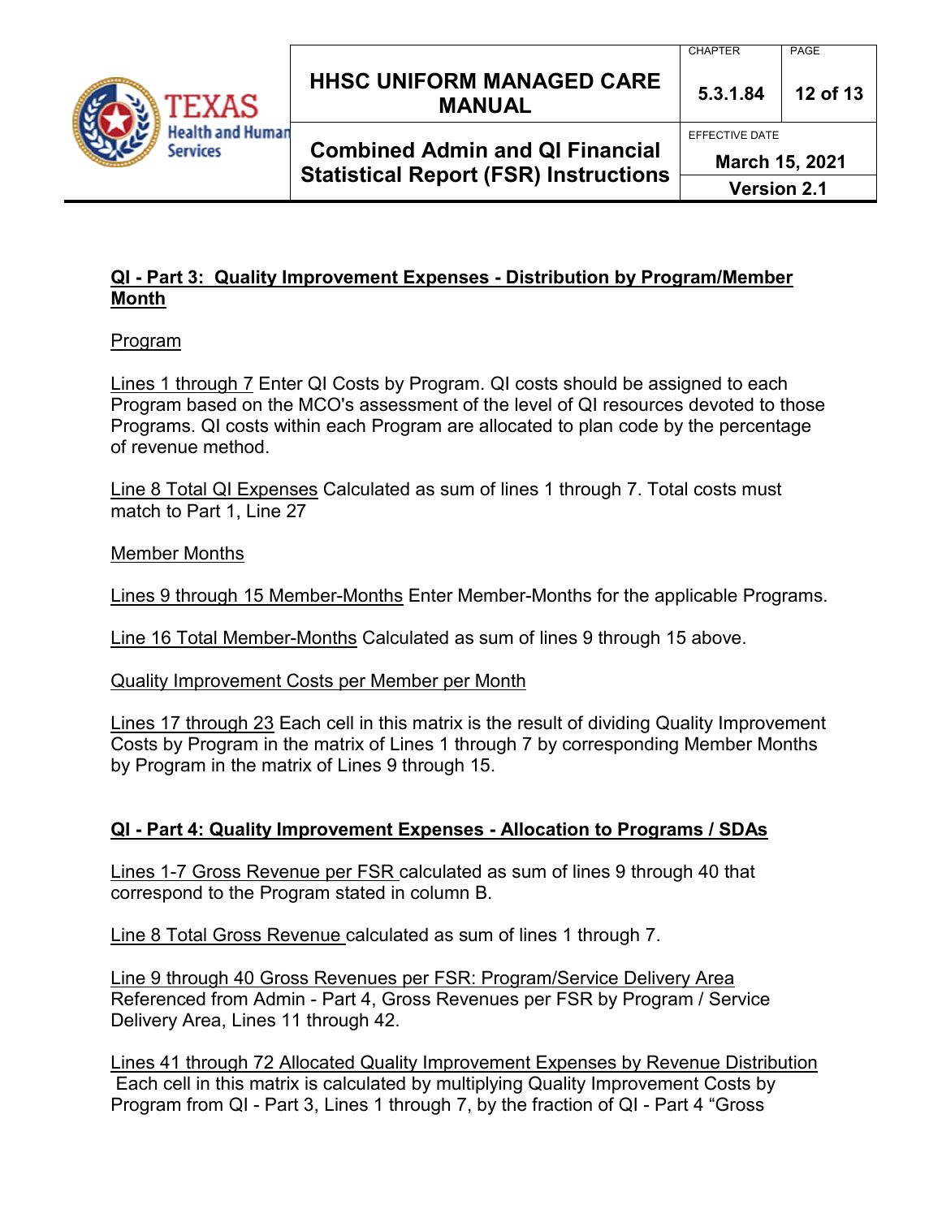## QI - Part 3: Quality Improvement Expenses - Distribution by Program/Member Month

Program

Lines 1 through 7 Enter QI Costs by Program. QI costs should be assigned to each Program based on the MCO's assessment of the level of QI resources devoted to those Programs. QI costs within each Program are allocated to plan code by the percentage of revenue method.

Line 8 Total QI Expenses Calculated as sum of lines 1 through 7. Total costs must match to Part 1, Line 27

Member Months

Lines 9 through 15 Member-Months Enter Member-Months for the applicable Programs.

Line 16 Total Member-Months Calculated as sum of lines 9 through 15 above.

Quality Improvement Costs per Member per Month

Lines 17 through 23 Each cell in this matrix is the result of dividing Quality Improvement Costs by Program in the matrix of Lines 1 through 7 by corresponding Member Months by Program in the matrix of Lines 9 through 15.

## QI - Part 4: Quality Improvement Expenses - Allocation to Programs / SDAs

Lines 1-7 Gross Revenue per FSR calculated as sum of lines 9 through 40 that correspond to the Program stated in column B.

Line 8 Total Gross Revenue calculated as sum of lines 1 through 7.

Line 9 through 40 Gross Revenues per FSR: Program/Service Delivery Area Referenced from Admin - Part 4, Gross Revenues per FSR by Program / Service Delivery Area, Lines 11 through 42.

Lines 41 through 72 Allocated Quality Improvement Expenses by Revenue Distribution Each cell in this matrix is calculated by multiplying Quality Improvement Costs by Program from QI - Part 3, Lines 1 through 7, by the fraction of QI - Part 4 "Gross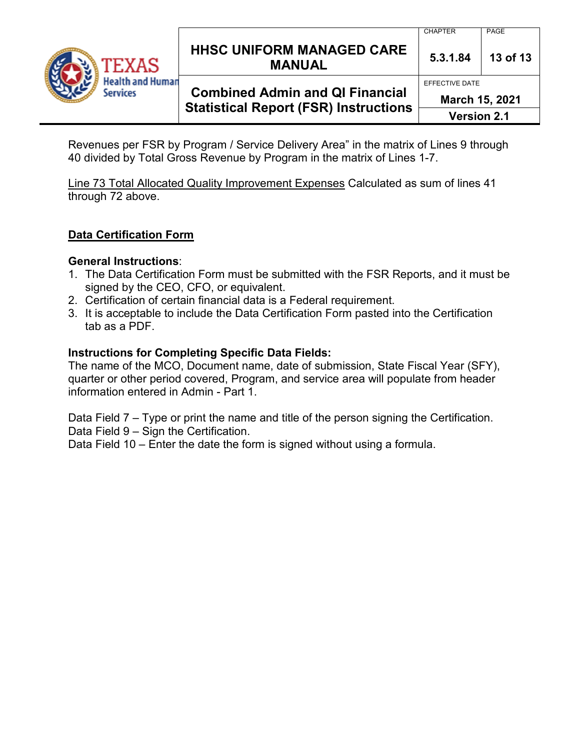Revenues per FSR by Program / Service Delivery Area" in the matrix of Lines 9 through 40 divided by Total Gross Revenue by Program in the matrix of Lines 1-7.

Line 73 Total Allocated Quality Improvement Expenses Calculated as sum of lines 41 through 72 above.

## Data Certification Form

**General Instructions**:

1. The Data Certification Form must be submitted with the FSR Reports, and it must be signed by the CEO, CFO, or equivalent.
2. Certification of certain financial data is a Federal requirement.
3. It is acceptable to include the Data Certification Form pasted into the Certification tab as a PDF.

**Instructions for Completing Specific Data Fields:**

The name of the MCO, Document name, date of submission, State Fiscal Year (SFY), quarter or other period covered, Program, and service area will populate from header information entered in Admin - Part 1.

Data Field 7 – Type or print the name and title of the person signing the Certification.
Data Field 9 – Sign the Certification.
Data Field 10 – Enter the date the form is signed without using a formula.